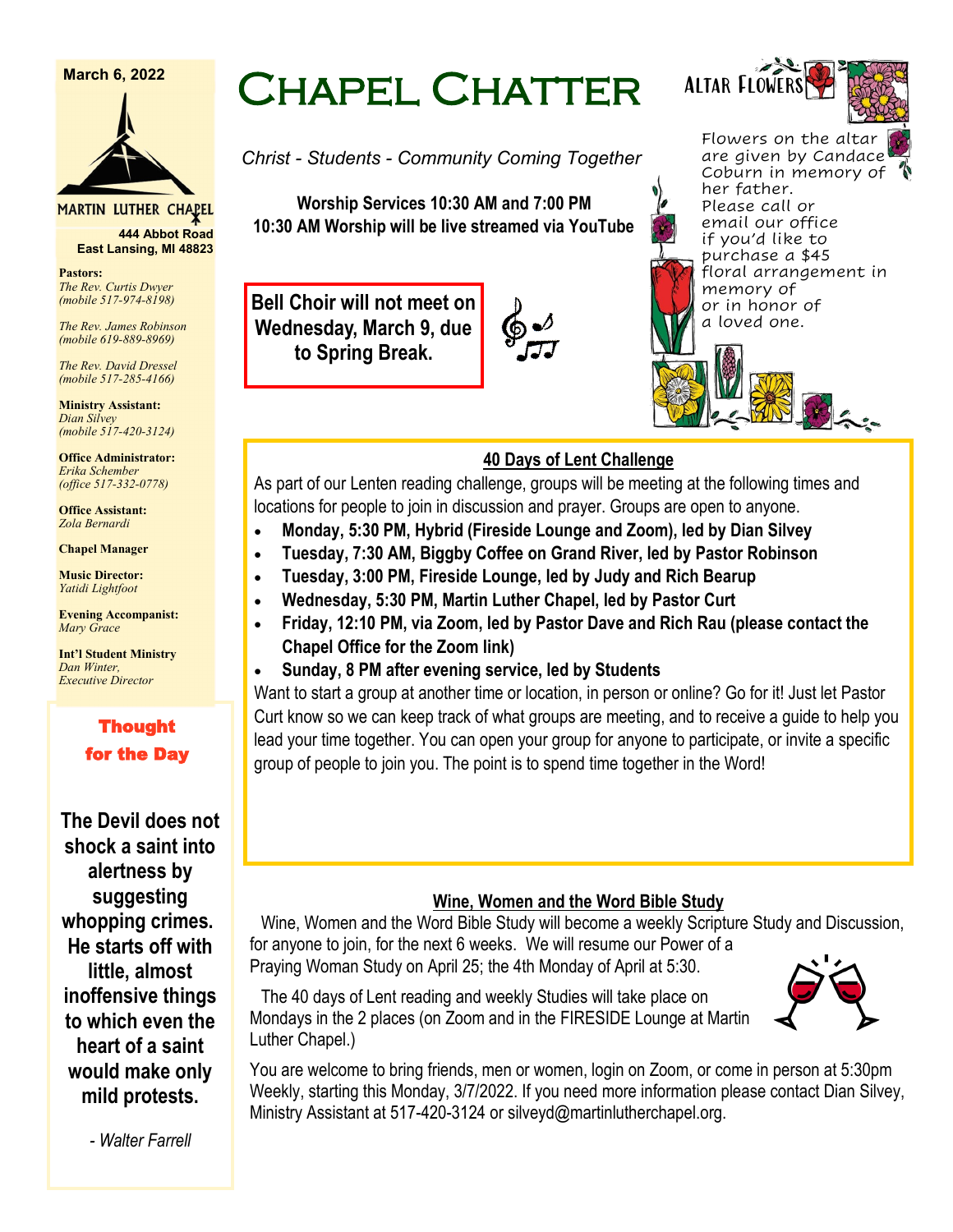# Chapel Chatter

*Christ - Students - Community Coming Together*

**Worship Services 10:30 AM and 7:00 PM**
**10:30 AM Worship will be live streamed via YouTube**

March 6, 2022

MARTIN LUTHER CHAPEL
**444 Abbot Road**
**East Lansing, MI 48823**

**Pastors:**
*The Rev. Curtis Dwyer (mobile 517-974-8198)*

*The Rev. James Robinson (mobile 619-889-8969)*

*The Rev. David Dressel (mobile 517-285-4166)*

**Ministry Assistant:**
*Dian Silvey (mobile 517-420-3124)*

**Office Administrator:**
*Erika Schember (office 517-332-0778)*

**Office Assistant:**
*Zola Bernardi*

**Chapel Manager**

**Music Director:**
*Yatidi Lightfoot*

**Evening Accompanist:**
*Mary Grace*

**Int'l Student Ministry**
*Dan Winter, Executive Director*

## Thought for the Day

**The Devil does not shock a saint into alertness by suggesting whopping crimes. He starts off with little, almost inoffensive things to which even the heart of a saint would make only mild protests.**

*- Walter Farrell*

**Bell Choir will not meet on Wednesday, March 9, due to Spring Break.**

## Altar Flowers

Flowers on the altar are given by Candace Coburn in memory of her father. Please call or email our office if you'd like to purchase a $45 floral arrangement in memory of or in honor of a loved one.

## 40 Days of Lent Challenge

As part of our Lenten reading challenge, groups will be meeting at the following times and locations for people to join in discussion and prayer. Groups are open to anyone.

- **Monday, 5:30 PM, Hybrid (Fireside Lounge and Zoom), led by Dian Silvey**
- **Tuesday, 7:30 AM, Biggby Coffee on Grand River, led by Pastor Robinson**
- **Tuesday, 3:00 PM, Fireside Lounge, led by Judy and Rich Bearup**
- **Wednesday, 5:30 PM, Martin Luther Chapel, led by Pastor Curt**
- **Friday, 12:10 PM, via Zoom, led by Pastor Dave and Rich Rau (please contact the Chapel Office for the Zoom link)**
- **Sunday, 8 PM after evening service, led by Students**

Want to start a group at another time or location, in person or online? Go for it! Just let Pastor Curt know so we can keep track of what groups are meeting, and to receive a guide to help you lead your time together. You can open your group for anyone to participate, or invite a specific group of people to join you. The point is to spend time together in the Word!

## Wine, Women and the Word Bible Study

Wine, Women and the Word Bible Study will become a weekly Scripture Study and Discussion, for anyone to join, for the next 6 weeks. We will resume our Power of a Praying Woman Study on April 25; the 4th Monday of April at 5:30.

The 40 days of Lent reading and weekly Studies will take place on Mondays in the 2 places (on Zoom and in the FIRESIDE Lounge at Martin Luther Chapel.)

You are welcome to bring friends, men or women, login on Zoom, or come in person at 5:30pm Weekly, starting this Monday, 3/7/2022. If you need more information please contact Dian Silvey, Ministry Assistant at 517-420-3124 or silveyd@martinlutherchapel.org.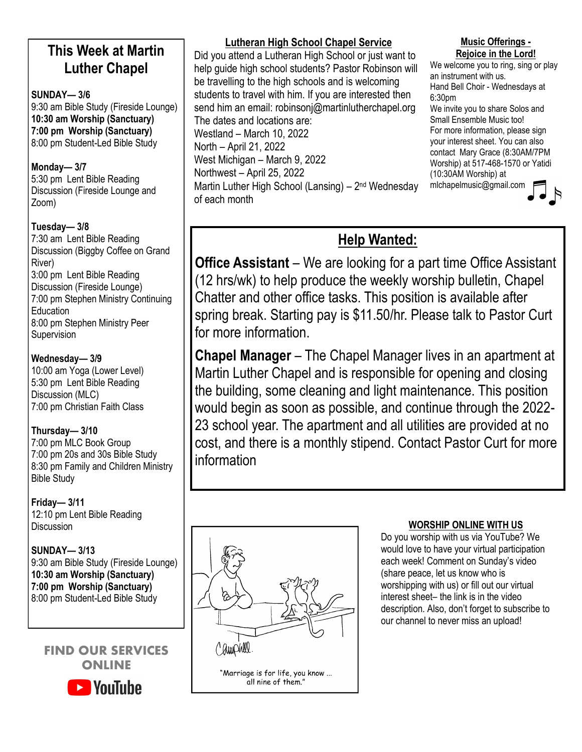## This Week at Martin Luther Chapel

**SUNDAY— 3/6**
9:30 am Bible Study (Fireside Lounge)
**10:30 am Worship (Sanctuary)**
**7:00 pm Worship (Sanctuary)**
8:00 pm Student-Led Bible Study

**Monday— 3/7**
5:30 pm Lent Bible Reading Discussion (Fireside Lounge and Zoom)

**Tuesday— 3/8**
7:30 am Lent Bible Reading Discussion (Biggby Coffee on Grand River)
3:00 pm Lent Bible Reading Discussion (Fireside Lounge)
7:00 pm Stephen Ministry Continuing Education
8:00 pm Stephen Ministry Peer Supervision

**Wednesday— 3/9**
10:00 am Yoga (Lower Level)
5:30 pm Lent Bible Reading Discussion (MLC)
7:00 pm Christian Faith Class

**Thursday— 3/10**
7:00 pm MLC Book Group
7:00 pm 20s and 30s Bible Study
8:30 pm Family and Children Ministry Bible Study

**Friday— 3/11**
12:10 pm Lent Bible Reading Discussion

**SUNDAY— 3/13**
9:30 am Bible Study (Fireside Lounge)
**10:30 am Worship (Sanctuary)**
**7:00 pm Worship (Sanctuary)**
8:00 pm Student-Led Bible Study

**FIND OUR SERVICES ONLINE**
YouTube

### Lutheran High School Chapel Service

Did you attend a Lutheran High School or just want to help guide high school students? Pastor Robinson will be travelling to the high schools and is welcoming students to travel with him. If you are interested then send him an email: robinsonj@martinlutherchapel.org
The dates and locations are:
Westland – March 10, 2022
North – April 21, 2022
West Michigan – March 9, 2022
Northwest – April 25, 2022
Martin Luther High School (Lansing) – 2nd Wednesday of each month

### Music Offerings - Rejoice in the Lord!

We welcome you to ring, sing or play an instrument with us.
Hand Bell Choir - Wednesdays at 6:30pm
We invite you to share Solos and Small Ensemble Music too!
For more information, please sign your interest sheet. You can also contact Mary Grace (8:30AM/7PM Worship) at 517-468-1570 or Yatidi (10:30AM Worship) at mlchapelmusic@gmail.com

## Help Wanted:

**Office Assistant** – We are looking for a part time Office Assistant (12 hrs/wk) to help produce the weekly worship bulletin, Chapel Chatter and other office tasks. This position is available after spring break. Starting pay is $11.50/hr. Please talk to Pastor Curt for more information.

**Chapel Manager** – The Chapel Manager lives in an apartment at Martin Luther Chapel and is responsible for opening and closing the building, some cleaning and light maintenance. This position would begin as soon as possible, and continue through the 2022-23 school year. The apartment and all utilities are provided at no cost, and there is a monthly stipend. Contact Pastor Curt for more information

"Marriage is for life, you know ... all nine of them."

### WORSHIP ONLINE WITH US

Do you worship with us via YouTube? We would love to have your virtual participation each week! Comment on Sunday's video (share peace, let us know who is worshipping with us) or fill out our virtual interest sheet– the link is in the video description. Also, don't forget to subscribe to our channel to never miss an upload!